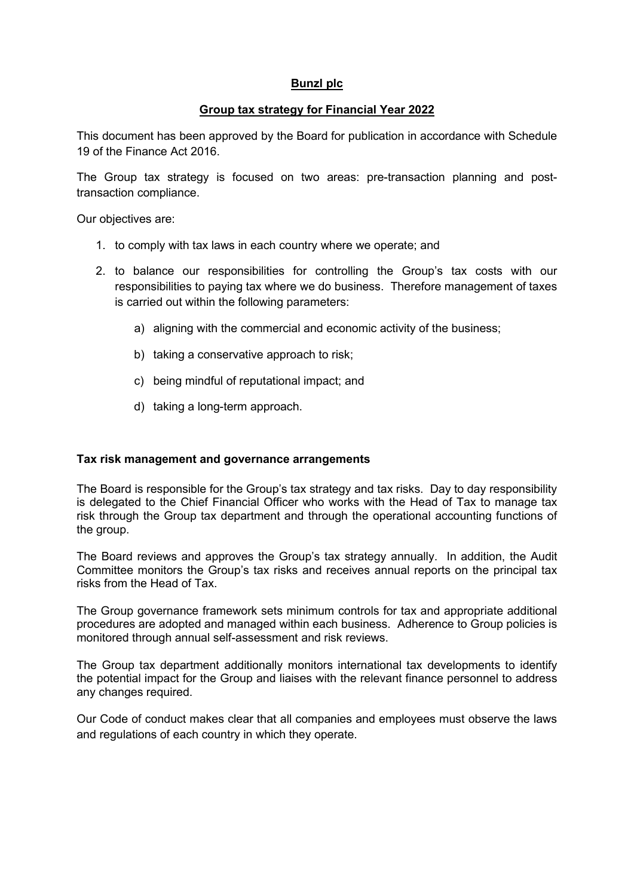# Bunzl plc

## Group tax strategy for Financial Year 2022

This document has been approved by the Board for publication in accordance with Schedule 19 of the Finance Act 2016.

The Group tax strategy is focused on two areas: pre-transaction planning and post-transaction compliance.

Our objectives are:

1. to comply with tax laws in each country where we operate; and
2. to balance our responsibilities for controlling the Group's tax costs with our responsibilities to paying tax where we do business. Therefore management of taxes is carried out within the following parameters:
   a) aligning with the commercial and economic activity of the business;
   b) taking a conservative approach to risk;
   c) being mindful of reputational impact; and
   d) taking a long-term approach.

### Tax risk management and governance arrangements

The Board is responsible for the Group's tax strategy and tax risks. Day to day responsibility is delegated to the Chief Financial Officer who works with the Head of Tax to manage tax risk through the Group tax department and through the operational accounting functions of the group.

The Board reviews and approves the Group's tax strategy annually. In addition, the Audit Committee monitors the Group's tax risks and receives annual reports on the principal tax risks from the Head of Tax.

The Group governance framework sets minimum controls for tax and appropriate additional procedures are adopted and managed within each business. Adherence to Group policies is monitored through annual self-assessment and risk reviews.

The Group tax department additionally monitors international tax developments to identify the potential impact for the Group and liaises with the relevant finance personnel to address any changes required.

Our Code of conduct makes clear that all companies and employees must observe the laws and regulations of each country in which they operate.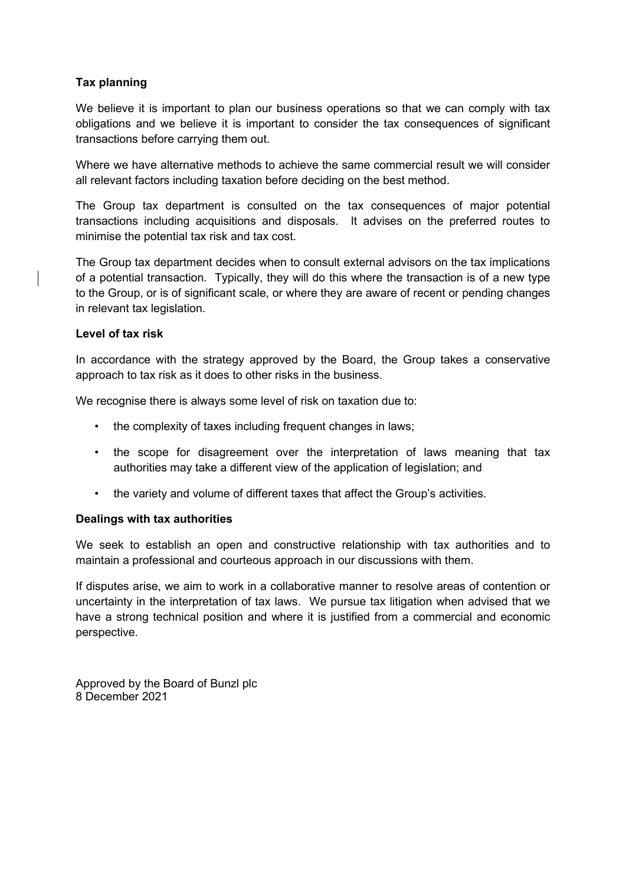**Tax planning**

We believe it is important to plan our business operations so that we can comply with tax obligations and we believe it is important to consider the tax consequences of significant transactions before carrying them out.

Where we have alternative methods to achieve the same commercial result we will consider all relevant factors including taxation before deciding on the best method.

The Group tax department is consulted on the tax consequences of major potential transactions including acquisitions and disposals. It advises on the preferred routes to minimise the potential tax risk and tax cost.

The Group tax department decides when to consult external advisors on the tax implications of a potential transaction. Typically, they will do this where the transaction is of a new type to the Group, or is of significant scale, or where they are aware of recent or pending changes in relevant tax legislation.

**Level of tax risk**

In accordance with the strategy approved by the Board, the Group takes a conservative approach to tax risk as it does to other risks in the business.

We recognise there is always some level of risk on taxation due to:

- the complexity of taxes including frequent changes in laws;
- the scope for disagreement over the interpretation of laws meaning that tax authorities may take a different view of the application of legislation; and
- the variety and volume of different taxes that affect the Group's activities.

**Dealings with tax authorities**

We seek to establish an open and constructive relationship with tax authorities and to maintain a professional and courteous approach in our discussions with them.

If disputes arise, we aim to work in a collaborative manner to resolve areas of contention or uncertainty in the interpretation of tax laws. We pursue tax litigation when advised that we have a strong technical position and where it is justified from a commercial and economic perspective.

Approved by the Board of Bunzl plc
8 December 2021